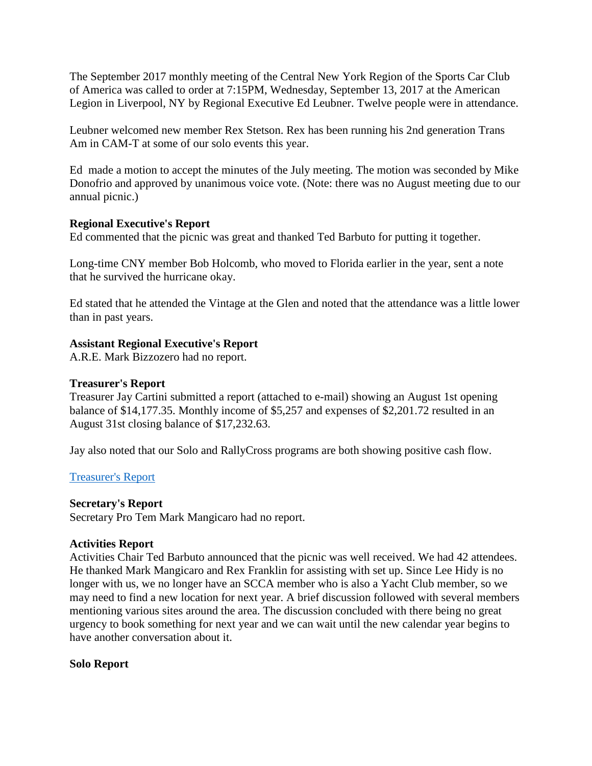The September 2017 monthly meeting of the Central New York Region of the Sports Car Club of America was called to order at 7:15PM, Wednesday, September 13, 2017 at the American Legion in Liverpool, NY by Regional Executive Ed Leubner. Twelve people were in attendance.

Leubner welcomed new member Rex Stetson. Rex has been running his 2nd generation Trans Am in CAM-T at some of our solo events this year.

Ed made a motion to accept the minutes of the July meeting. The motion was seconded by Mike Donofrio and approved by unanimous voice vote. (Note: there was no August meeting due to our annual picnic.)

**Regional Executive's Report**
Ed commented that the picnic was great and thanked Ted Barbuto for putting it together.

Long-time CNY member Bob Holcomb, who moved to Florida earlier in the year, sent a note that he survived the hurricane okay.

Ed stated that he attended the Vintage at the Glen and noted that the attendance was a little lower than in past years.

**Assistant Regional Executive's Report**
A.R.E. Mark Bizzozero had no report.

**Treasurer's Report**
Treasurer Jay Cartini submitted a report (attached to e-mail) showing an August 1st opening balance of $14,177.35. Monthly income of $5,257 and expenses of $2,201.72 resulted in an August 31st closing balance of $17,232.63.

Jay also noted that our Solo and RallyCross programs are both showing positive cash flow.

Treasurer's Report

**Secretary's Report**
Secretary Pro Tem Mark Mangicaro had no report.

**Activities Report**
Activities Chair Ted Barbuto announced that the picnic was well received. We had 42 attendees. He thanked Mark Mangicaro and Rex Franklin for assisting with set up. Since Lee Hidy is no longer with us, we no longer have an SCCA member who is also a Yacht Club member, so we may need to find a new location for next year. A brief discussion followed with several members mentioning various sites around the area. The discussion concluded with there being no great urgency to book something for next year and we can wait until the new calendar year begins to have another conversation about it.

**Solo Report**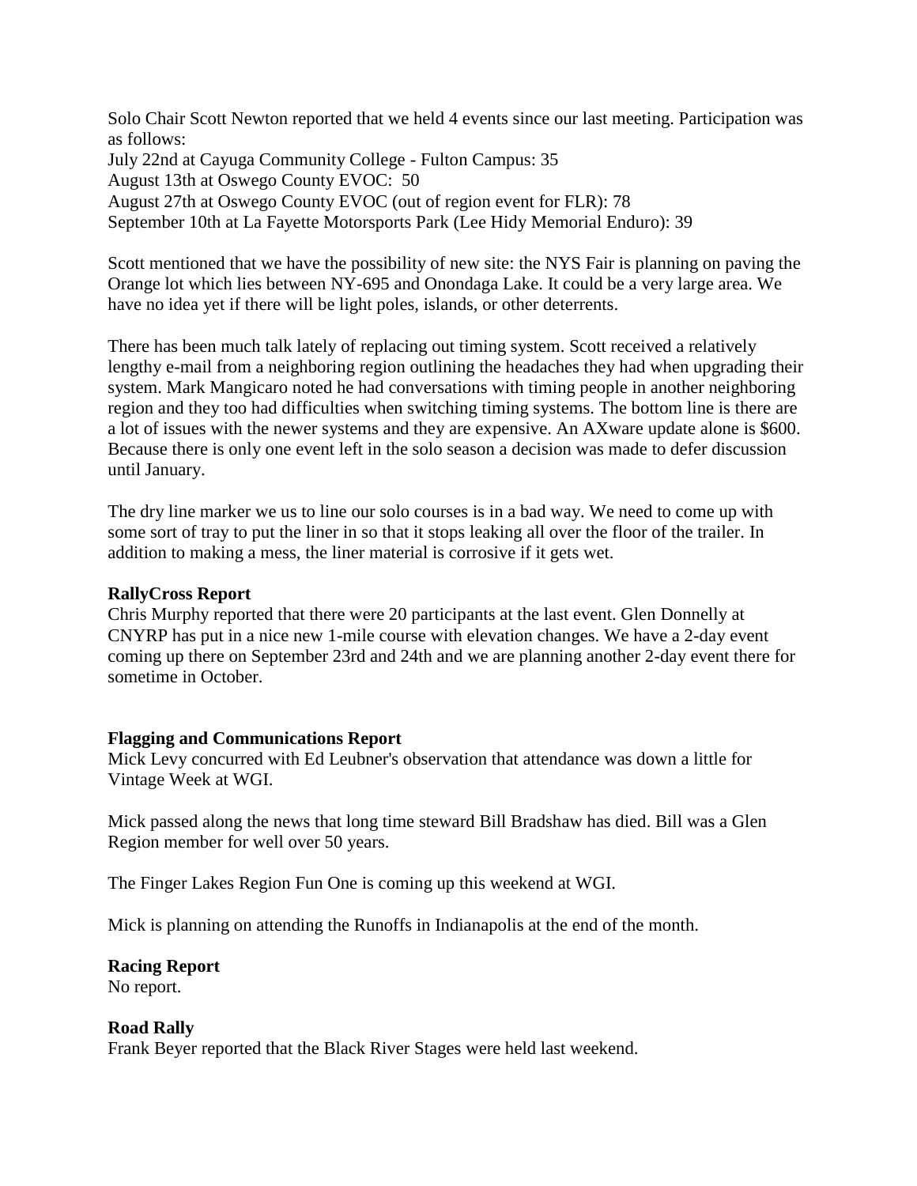Solo Chair Scott Newton reported that we held 4 events since our last meeting. Participation was as follows:
July 22nd at Cayuga Community College - Fulton Campus: 35
August 13th at Oswego County EVOC: 50
August 27th at Oswego County EVOC (out of region event for FLR): 78
September 10th at La Fayette Motorsports Park (Lee Hidy Memorial Enduro): 39

Scott mentioned that we have the possibility of new site: the NYS Fair is planning on paving the Orange lot which lies between NY-695 and Onondaga Lake. It could be a very large area. We have no idea yet if there will be light poles, islands, or other deterrents.

There has been much talk lately of replacing out timing system. Scott received a relatively lengthy e-mail from a neighboring region outlining the headaches they had when upgrading their system. Mark Mangicaro noted he had conversations with timing people in another neighboring region and they too had difficulties when switching timing systems. The bottom line is there are a lot of issues with the newer systems and they are expensive. An AXware update alone is $600. Because there is only one event left in the solo season a decision was made to defer discussion until January.

The dry line marker we us to line our solo courses is in a bad way. We need to come up with some sort of tray to put the liner in so that it stops leaking all over the floor of the trailer. In addition to making a mess, the liner material is corrosive if it gets wet.

**RallyCross Report**

Chris Murphy reported that there were 20 participants at the last event. Glen Donnelly at CNYRP has put in a nice new 1-mile course with elevation changes. We have a 2-day event coming up there on September 23rd and 24th and we are planning another 2-day event there for sometime in October.

**Flagging and Communications Report**

Mick Levy concurred with Ed Leubner's observation that attendance was down a little for Vintage Week at WGI.

Mick passed along the news that long time steward Bill Bradshaw has died. Bill was a Glen Region member for well over 50 years.

The Finger Lakes Region Fun One is coming up this weekend at WGI.

Mick is planning on attending the Runoffs in Indianapolis at the end of the month.

**Racing Report**

No report.

**Road Rally**

Frank Beyer reported that the Black River Stages were held last weekend.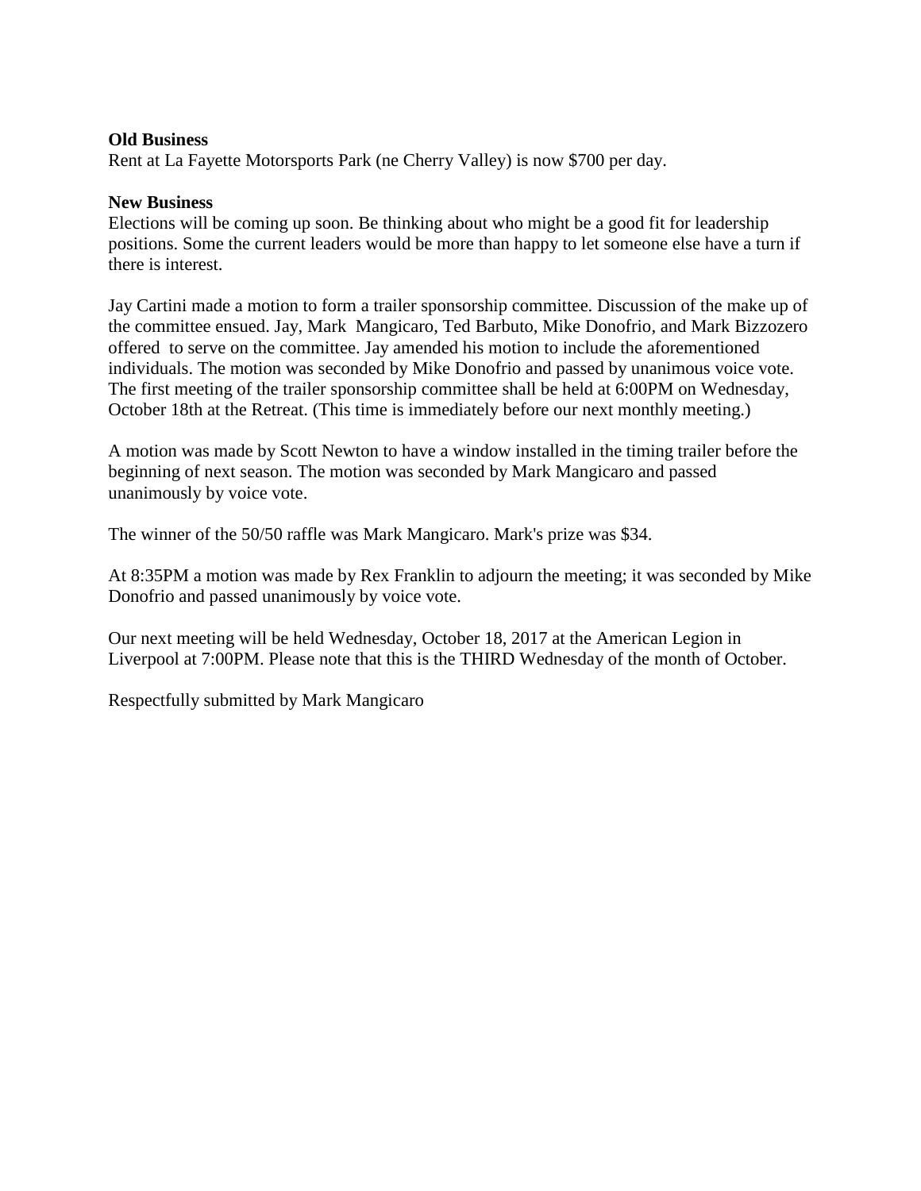**Old Business**
Rent at La Fayette Motorsports Park (ne Cherry Valley) is now $700 per day.

**New Business**
Elections will be coming up soon. Be thinking about who might be a good fit for leadership positions. Some the current leaders would be more than happy to let someone else have a turn if there is interest.

Jay Cartini made a motion to form a trailer sponsorship committee. Discussion of the make up of the committee ensued. Jay, Mark Mangicaro, Ted Barbuto, Mike Donofrio, and Mark Bizzozero offered to serve on the committee. Jay amended his motion to include the aforementioned individuals. The motion was seconded by Mike Donofrio and passed by unanimous voice vote. The first meeting of the trailer sponsorship committee shall be held at 6:00PM on Wednesday, October 18th at the Retreat. (This time is immediately before our next monthly meeting.)

A motion was made by Scott Newton to have a window installed in the timing trailer before the beginning of next season. The motion was seconded by Mark Mangicaro and passed unanimously by voice vote.

The winner of the 50/50 raffle was Mark Mangicaro. Mark's prize was $34.

At 8:35PM a motion was made by Rex Franklin to adjourn the meeting; it was seconded by Mike Donofrio and passed unanimously by voice vote.

Our next meeting will be held Wednesday, October 18, 2017 at the American Legion in Liverpool at 7:00PM. Please note that this is the THIRD Wednesday of the month of October.

Respectfully submitted by Mark Mangicaro